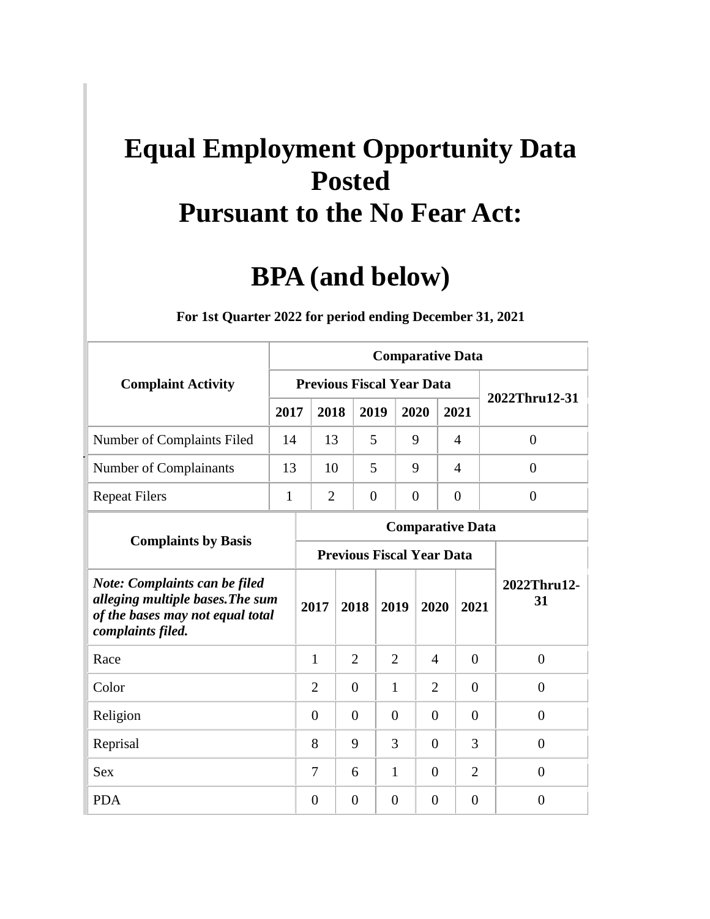# Equal Employment Opportunity Data Posted Pursuant to the No Fear Act:

# BPA (and below)

**For 1st Quarter 2022 for period ending December 31, 2021**

| Complaint Activity | Comparative Data | | | | | |
|---|---|---|---|---|---|---|
| | Previous Fiscal Year Data | | | | | 2022Thru12-31 |
| | 2017 | 2018 | 2019 | 2020 | 2021 | |
| Number of Complaints Filed | 14 | 13 | 5 | 9 | 4 | 0 |
| Number of Complainants | 13 | 10 | 5 | 9 | 4 | 0 |
| Repeat Filers | 1 | 2 | 0 | 0 | 0 | 0 |

| Complaints by Basis | Comparative Data | | | | | |
|---|---|---|---|---|---|---|
| | Previous Fiscal Year Data | | | | | |
| ***Note: Complaints can be filed alleging multiple bases.The sum of the bases may not equal total complaints filed.*** | 2017 | 2018 | 2019 | 2020 | 2021 | 2022Thru12-31 |
| Race | 1 | 2 | 2 | 4 | 0 | 0 |
| Color | 2 | 0 | 1 | 2 | 0 | 0 |
| Religion | 0 | 0 | 0 | 0 | 0 | 0 |
| Reprisal | 8 | 9 | 3 | 0 | 3 | 0 |
| Sex | 7 | 6 | 1 | 0 | 2 | 0 |
| PDA | 0 | 0 | 0 | 0 | 0 | 0 |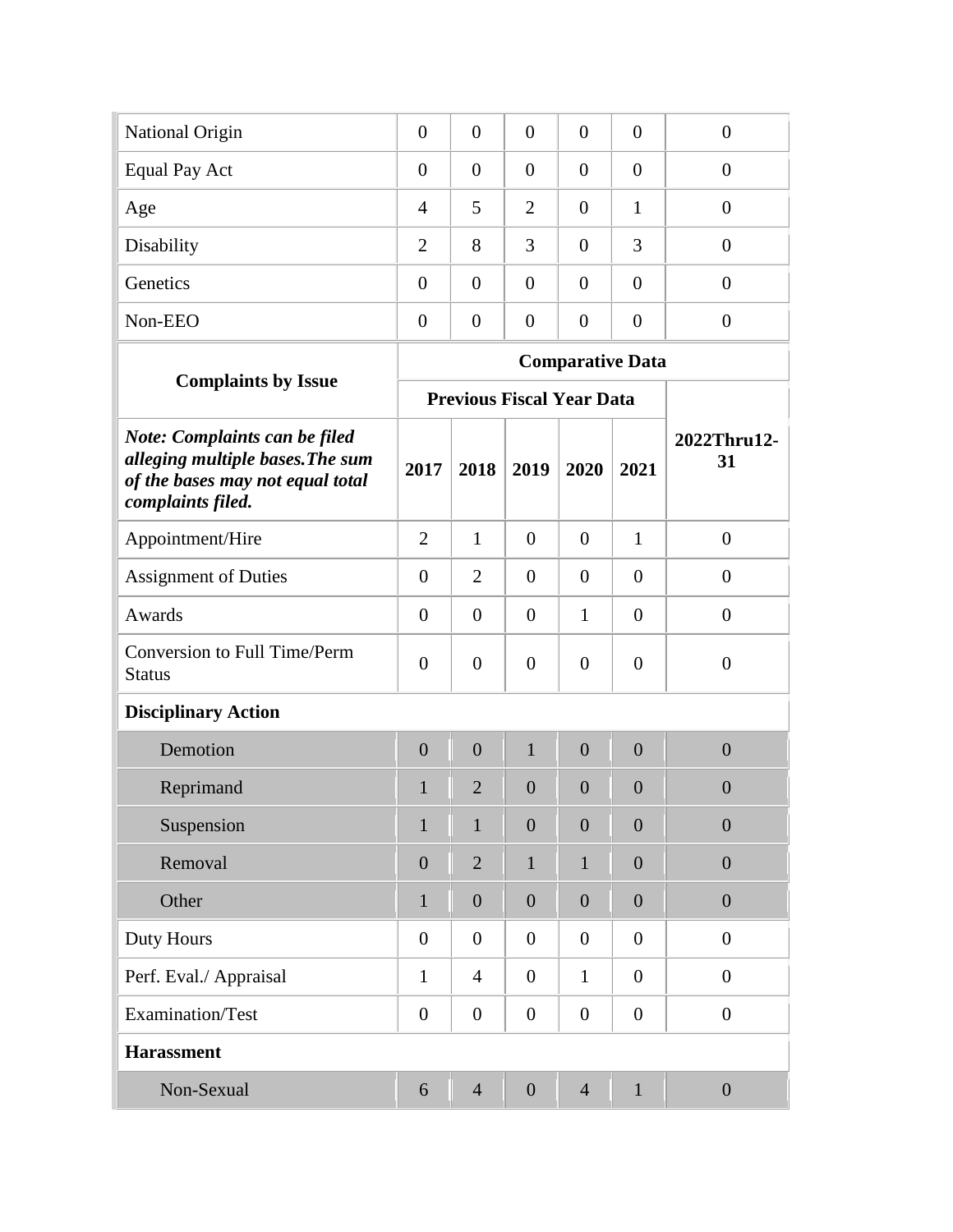| | | | | | | |
|---|---|---|---|---|---|---|
| National Origin | 0 | 0 | 0 | 0 | 0 | 0 |
| Equal Pay Act | 0 | 0 | 0 | 0 | 0 | 0 |
| Age | 4 | 5 | 2 | 0 | 1 | 0 |
| Disability | 2 | 8 | 3 | 0 | 3 | 0 |
| Genetics | 0 | 0 | 0 | 0 | 0 | 0 |
| Non-EEO | 0 | 0 | 0 | 0 | 0 | 0 |

| **Complaints by Issue** | **Comparative Data** | | | | | |
|---|---|---|---|---|---|---|
| | **Previous Fiscal Year Data** | | | | | |
| ***Note: Complaints can be filed alleging multiple bases.The sum of the bases may not equal total complaints filed.*** | **2017** | **2018** | **2019** | **2020** | **2021** | **2022Thru12-31** |
| Appointment/Hire | 2 | 1 | 0 | 0 | 1 | 0 |
| Assignment of Duties | 0 | 2 | 0 | 0 | 0 | 0 |
| Awards | 0 | 0 | 0 | 1 | 0 | 0 |
| Conversion to Full Time/Perm Status | 0 | 0 | 0 | 0 | 0 | 0 |
| **Disciplinary Action** | | | | | | |
| Demotion | 0 | 0 | 1 | 0 | 0 | 0 |
| Reprimand | 1 | 2 | 0 | 0 | 0 | 0 |
| Suspension | 1 | 1 | 0 | 0 | 0 | 0 |
| Removal | 0 | 2 | 1 | 1 | 0 | 0 |
| Other | 1 | 0 | 0 | 0 | 0 | 0 |
| Duty Hours | 0 | 0 | 0 | 0 | 0 | 0 |
| Perf. Eval./ Appraisal | 1 | 4 | 0 | 1 | 0 | 0 |
| Examination/Test | 0 | 0 | 0 | 0 | 0 | 0 |
| **Harassment** | | | | | | |
| Non-Sexual | 6 | 4 | 0 | 4 | 1 | 0 |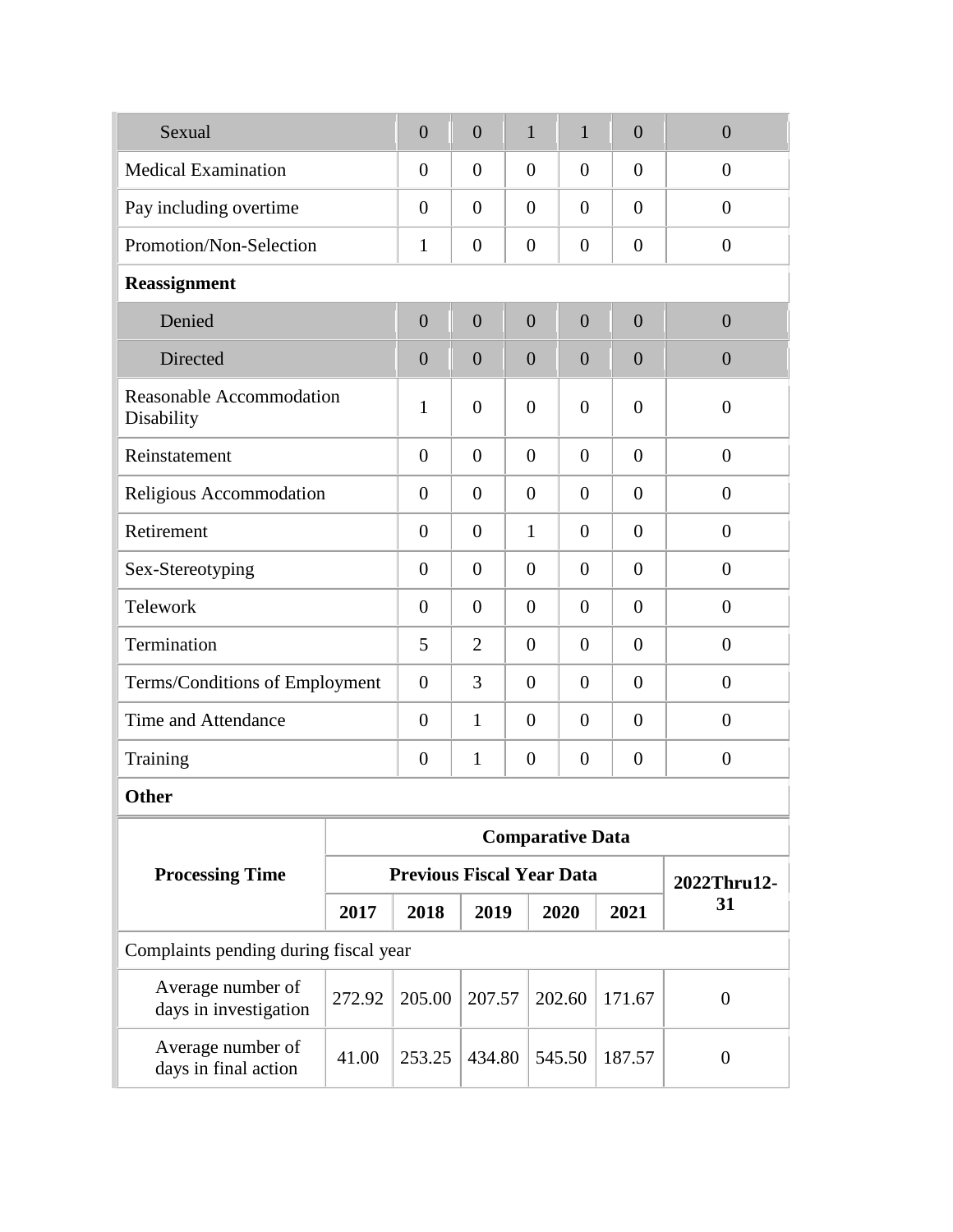| | | | | | | |
|---|---|---|---|---|---|---|
| Sexual | 0 | 0 | 1 | 1 | 0 | 0 |
| Medical Examination | 0 | 0 | 0 | 0 | 0 | 0 |
| Pay including overtime | 0 | 0 | 0 | 0 | 0 | 0 |
| Promotion/Non-Selection | 1 | 0 | 0 | 0 | 0 | 0 |
| **Reassignment** | | | | | | |
| Denied | 0 | 0 | 0 | 0 | 0 | 0 |
| Directed | 0 | 0 | 0 | 0 | 0 | 0 |
| Reasonable Accommodation Disability | 1 | 0 | 0 | 0 | 0 | 0 |
| Reinstatement | 0 | 0 | 0 | 0 | 0 | 0 |
| Religious Accommodation | 0 | 0 | 0 | 0 | 0 | 0 |
| Retirement | 0 | 0 | 1 | 0 | 0 | 0 |
| Sex-Stereotyping | 0 | 0 | 0 | 0 | 0 | 0 |
| Telework | 0 | 0 | 0 | 0 | 0 | 0 |
| Termination | 5 | 2 | 0 | 0 | 0 | 0 |
| Terms/Conditions of Employment | 0 | 3 | 0 | 0 | 0 | 0 |
| Time and Attendance | 0 | 1 | 0 | 0 | 0 | 0 |
| Training | 0 | 1 | 0 | 0 | 0 | 0 |
| **Other** | | | | | | |

| **Processing Time** | **Comparative Data** | | | | | |
|---|---|---|---|---|---|---|
| | **Previous Fiscal Year Data** | | | | | **2022Thru12-31** |
| | **2017** | **2018** | **2019** | **2020** | **2021** | |
| Complaints pending during fiscal year | | | | | | |
| Average number of days in investigation | 272.92 | 205.00 | 207.57 | 202.60 | 171.67 | 0 |
| Average number of days in final action | 41.00 | 253.25 | 434.80 | 545.50 | 187.57 | 0 |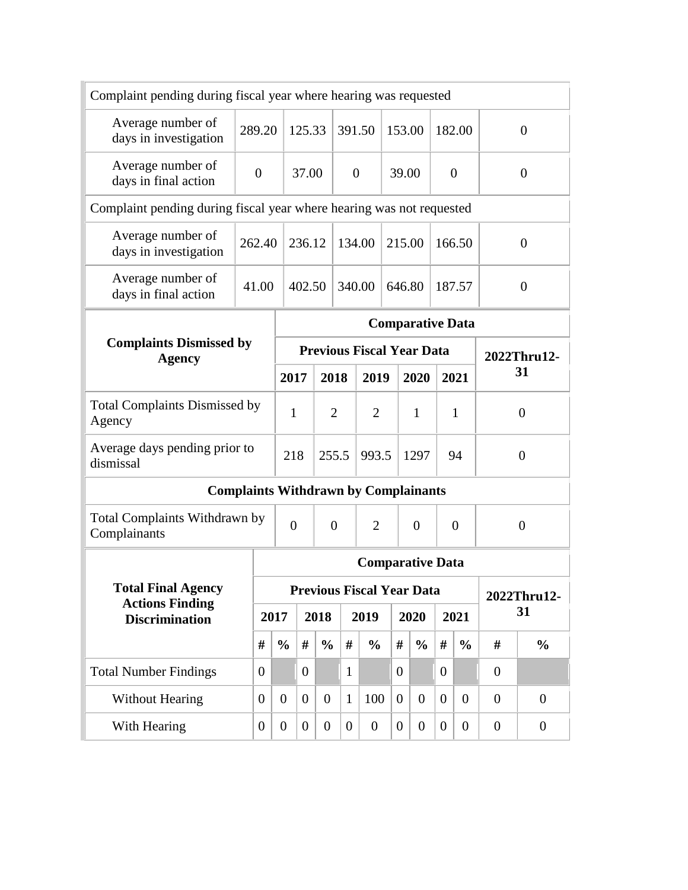| Complaint pending during fiscal year where hearing was requested | | | | | | |
|---|---|---|---|---|---|---|
| Average number of days in investigation | 289.20 | 125.33 | 391.50 | 153.00 | 182.00 | 0 |
| Average number of days in final action | 0 | 37.00 | 0 | 39.00 | 0 | 0 |
| **Complaint pending during fiscal year where hearing was not requested** | | | | | | |
| Average number of days in investigation | 262.40 | 236.12 | 134.00 | 215.00 | 166.50 | 0 |
| Average number of days in final action | 41.00 | 402.50 | 340.00 | 646.80 | 187.57 | 0 |

| Complaints Dismissed by Agency | Comparative Data | | | | | |
|---|---|---|---|---|---|---|
| | Previous Fiscal Year Data | | | | | 2022Thru12-31 |
| | 2017 | 2018 | 2019 | 2020 | 2021 | |
| Total Complaints Dismissed by Agency | 1 | 2 | 2 | 1 | 1 | 0 |
| Average days pending prior to dismissal | 218 | 255.5 | 993.5 | 1297 | 94 | 0 |
| **Complaints Withdrawn by Complainants** | | | | | | |
| Total Complaints Withdrawn by Complainants | 0 | 0 | 2 | 0 | 0 | 0 |

| Total Final Agency Actions Finding Discrimination | Comparative Data | | | | | | | | | | | |
|---|---|---|---|---|---|---|---|---|---|---|---|---|
| | Previous Fiscal Year Data | | | | | | | | | | 2022Thru12-31 | |
| | 2017 | | 2018 | | 2019 | | 2020 | | 2021 | | | |
| | # | % | # | % | # | % | # | % | # | % | # | % |
| Total Number Findings | 0 | | 0 | | 1 | | 0 | | 0 | | 0 | |
| Without Hearing | 0 | 0 | 0 | 0 | 1 | 100 | 0 | 0 | 0 | 0 | 0 | 0 |
| With Hearing | 0 | 0 | 0 | 0 | 0 | 0 | 0 | 0 | 0 | 0 | 0 | 0 |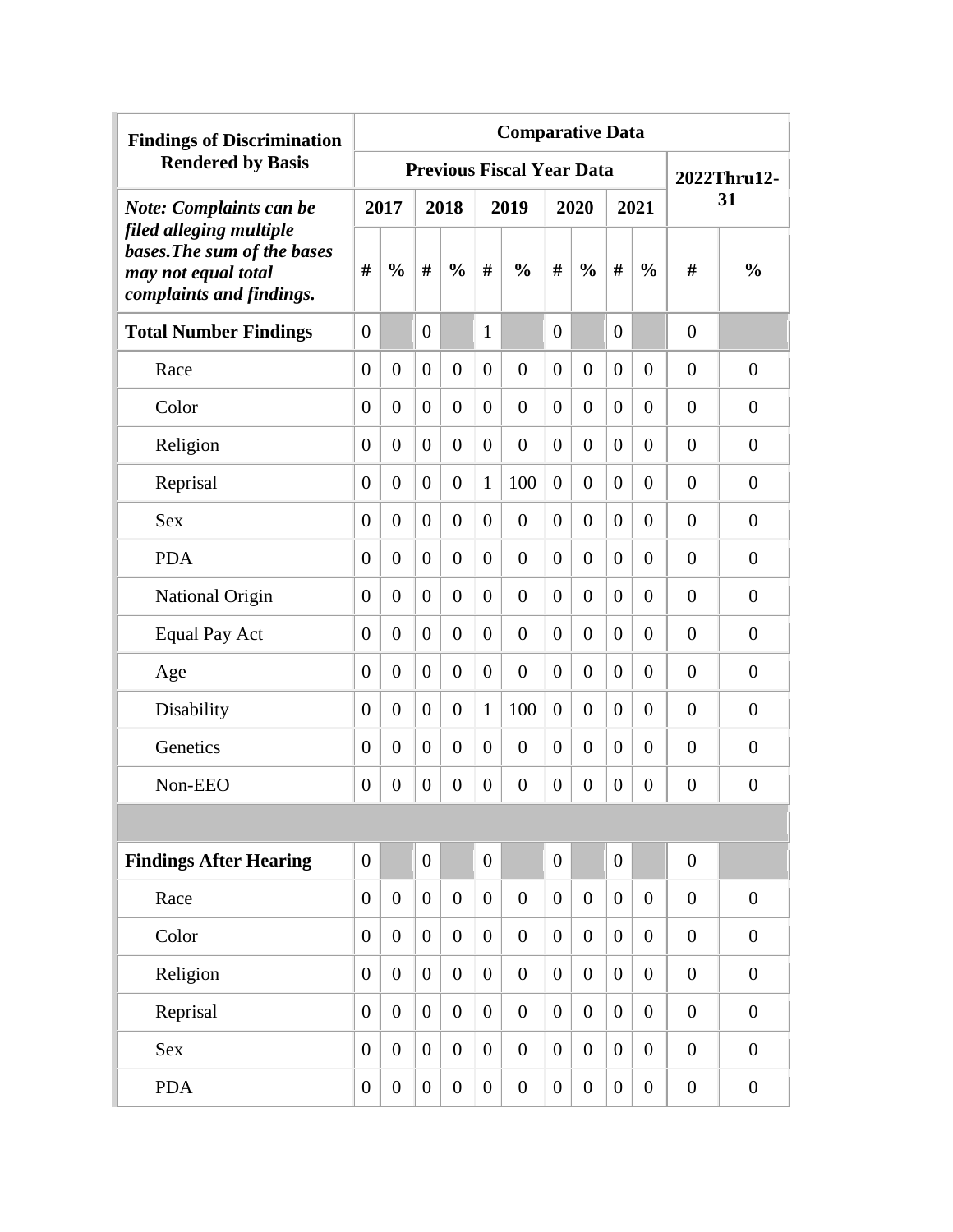| Findings of Discrimination Rendered by Basis | Comparative Data | | | | | | | | | | | |
|---|---|---|---|---|---|---|---|---|---|---|---|---|
| | Previous Fiscal Year Data | | | | | | | | | | 2022Thru12-31 | |
| ***Note: Complaints can be filed alleging multiple bases.The sum of the bases may not equal total complaints and findings.*** | 2017 | | 2018 | | 2019 | | 2020 | | 2021 | | | |
| | # | % | # | % | # | % | # | % | # | % | # | % |
| **Total Number Findings** | 0 | | 0 | | 1 | | 0 | | 0 | | 0 | |
| Race | 0 | 0 | 0 | 0 | 0 | 0 | 0 | 0 | 0 | 0 | 0 | 0 |
| Color | 0 | 0 | 0 | 0 | 0 | 0 | 0 | 0 | 0 | 0 | 0 | 0 |
| Religion | 0 | 0 | 0 | 0 | 0 | 0 | 0 | 0 | 0 | 0 | 0 | 0 |
| Reprisal | 0 | 0 | 0 | 0 | 1 | 100 | 0 | 0 | 0 | 0 | 0 | 0 |
| Sex | 0 | 0 | 0 | 0 | 0 | 0 | 0 | 0 | 0 | 0 | 0 | 0 |
| PDA | 0 | 0 | 0 | 0 | 0 | 0 | 0 | 0 | 0 | 0 | 0 | 0 |
| National Origin | 0 | 0 | 0 | 0 | 0 | 0 | 0 | 0 | 0 | 0 | 0 | 0 |
| Equal Pay Act | 0 | 0 | 0 | 0 | 0 | 0 | 0 | 0 | 0 | 0 | 0 | 0 |
| Age | 0 | 0 | 0 | 0 | 0 | 0 | 0 | 0 | 0 | 0 | 0 | 0 |
| Disability | 0 | 0 | 0 | 0 | 1 | 100 | 0 | 0 | 0 | 0 | 0 | 0 |
| Genetics | 0 | 0 | 0 | 0 | 0 | 0 | 0 | 0 | 0 | 0 | 0 | 0 |
| Non-EEO | 0 | 0 | 0 | 0 | 0 | 0 | 0 | 0 | 0 | 0 | 0 | 0 |
| | | | | | | | | | | | | |
| **Findings After Hearing** | 0 | | 0 | | 0 | | 0 | | 0 | | 0 | |
| Race | 0 | 0 | 0 | 0 | 0 | 0 | 0 | 0 | 0 | 0 | 0 | 0 |
| Color | 0 | 0 | 0 | 0 | 0 | 0 | 0 | 0 | 0 | 0 | 0 | 0 |
| Religion | 0 | 0 | 0 | 0 | 0 | 0 | 0 | 0 | 0 | 0 | 0 | 0 |
| Reprisal | 0 | 0 | 0 | 0 | 0 | 0 | 0 | 0 | 0 | 0 | 0 | 0 |
| Sex | 0 | 0 | 0 | 0 | 0 | 0 | 0 | 0 | 0 | 0 | 0 | 0 |
| PDA | 0 | 0 | 0 | 0 | 0 | 0 | 0 | 0 | 0 | 0 | 0 | 0 |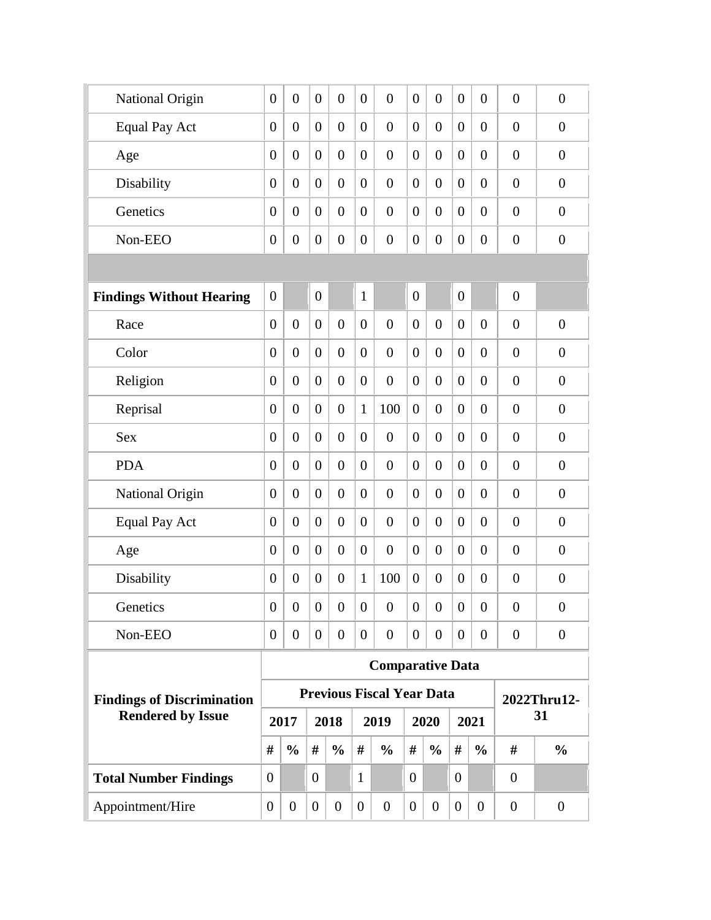| | | | | | | | | | | | | |
|---|---|---|---|---|---|---|---|---|---|---|---|---|
| National Origin | 0 | 0 | 0 | 0 | 0 | 0 | 0 | 0 | 0 | 0 | 0 | 0 |
| Equal Pay Act | 0 | 0 | 0 | 0 | 0 | 0 | 0 | 0 | 0 | 0 | 0 | 0 |
| Age | 0 | 0 | 0 | 0 | 0 | 0 | 0 | 0 | 0 | 0 | 0 | 0 |
| Disability | 0 | 0 | 0 | 0 | 0 | 0 | 0 | 0 | 0 | 0 | 0 | 0 |
| Genetics | 0 | 0 | 0 | 0 | 0 | 0 | 0 | 0 | 0 | 0 | 0 | 0 |
| Non-EEO | 0 | 0 | 0 | 0 | 0 | 0 | 0 | 0 | 0 | 0 | 0 | 0 |
| | | | | | | | | | | | | |
| **Findings Without Hearing** | 0 | | 0 | | 1 | | 0 | | 0 | | 0 | |
| Race | 0 | 0 | 0 | 0 | 0 | 0 | 0 | 0 | 0 | 0 | 0 | 0 |
| Color | 0 | 0 | 0 | 0 | 0 | 0 | 0 | 0 | 0 | 0 | 0 | 0 |
| Religion | 0 | 0 | 0 | 0 | 0 | 0 | 0 | 0 | 0 | 0 | 0 | 0 |
| Reprisal | 0 | 0 | 0 | 0 | 1 | 100 | 0 | 0 | 0 | 0 | 0 | 0 |
| Sex | 0 | 0 | 0 | 0 | 0 | 0 | 0 | 0 | 0 | 0 | 0 | 0 |
| PDA | 0 | 0 | 0 | 0 | 0 | 0 | 0 | 0 | 0 | 0 | 0 | 0 |
| National Origin | 0 | 0 | 0 | 0 | 0 | 0 | 0 | 0 | 0 | 0 | 0 | 0 |
| Equal Pay Act | 0 | 0 | 0 | 0 | 0 | 0 | 0 | 0 | 0 | 0 | 0 | 0 |
| Age | 0 | 0 | 0 | 0 | 0 | 0 | 0 | 0 | 0 | 0 | 0 | 0 |
| Disability | 0 | 0 | 0 | 0 | 1 | 100 | 0 | 0 | 0 | 0 | 0 | 0 |
| Genetics | 0 | 0 | 0 | 0 | 0 | 0 | 0 | 0 | 0 | 0 | 0 | 0 |
| Non-EEO | 0 | 0 | 0 | 0 | 0 | 0 | 0 | 0 | 0 | 0 | 0 | 0 |

| **Findings of Discrimination Rendered by Issue** | **Comparative Data** | | | | | | | | | | | |
|---|---|---|---|---|---|---|---|---|---|---|---|---|
| | **Previous Fiscal Year Data** | | | | | | | | | | **2022Thru12-31** | |
| | **2017** | | **2018** | | **2019** | | **2020** | | **2021** | | | |
| | **#** | **%** | **#** | **%** | **#** | **%** | **#** | **%** | **#** | **%** | **#** | **%** |
| **Total Number Findings** | 0 | | 0 | | 1 | | 0 | | 0 | | 0 | |
| Appointment/Hire | 0 | 0 | 0 | 0 | 0 | 0 | 0 | 0 | 0 | 0 | 0 | 0 |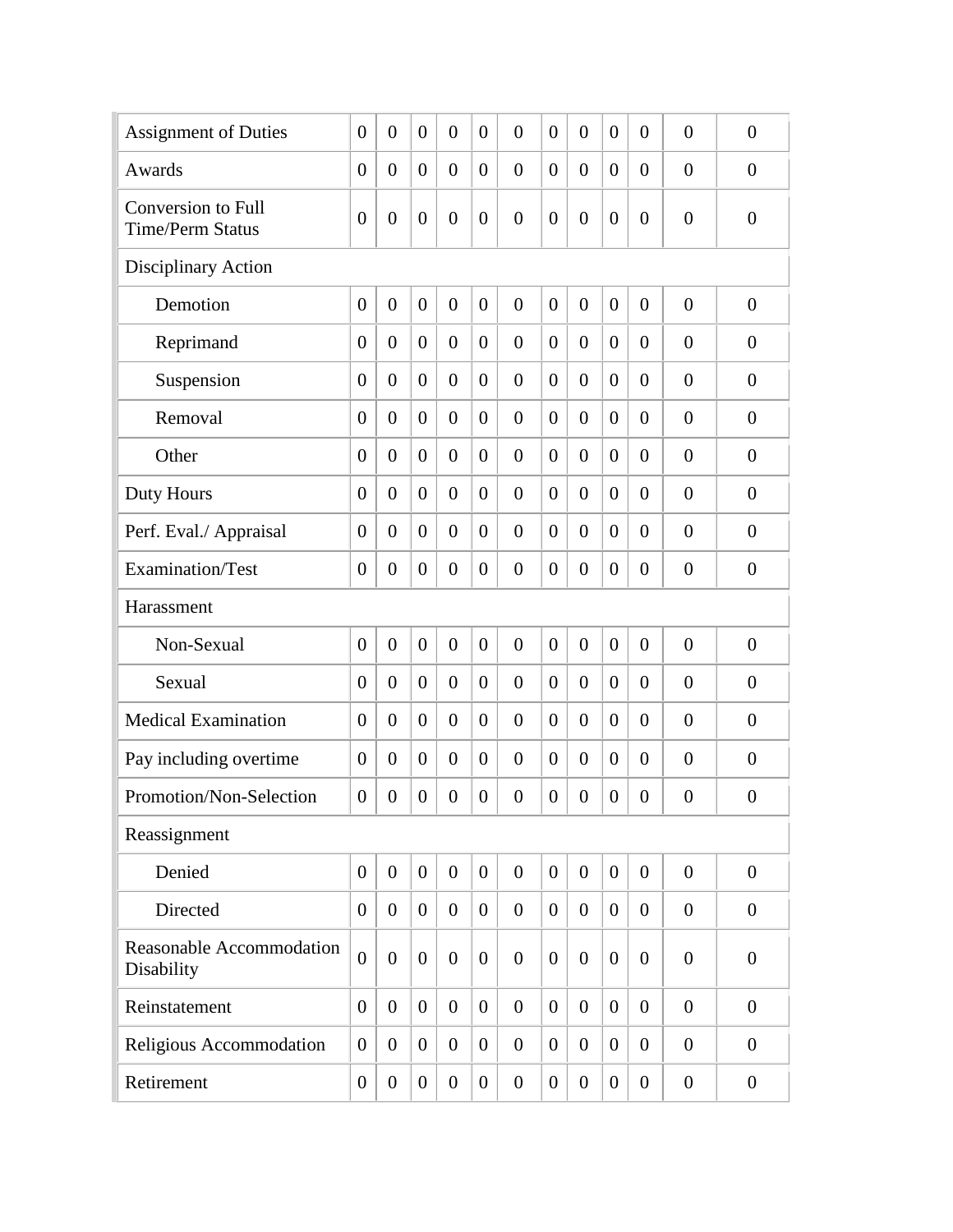| | | | | | | | | | | | | |
|---|---|---|---|---|---|---|---|---|---|---|---|---|
| Assignment of Duties | 0 | 0 | 0 | 0 | 0 | 0 | 0 | 0 | 0 | 0 | 0 | 0 |
| Awards | 0 | 0 | 0 | 0 | 0 | 0 | 0 | 0 | 0 | 0 | 0 | 0 |
| Conversion to Full Time/Perm Status | 0 | 0 | 0 | 0 | 0 | 0 | 0 | 0 | 0 | 0 | 0 | 0 |
| Disciplinary Action | | | | | | | | | | | | |
| Demotion | 0 | 0 | 0 | 0 | 0 | 0 | 0 | 0 | 0 | 0 | 0 | 0 |
| Reprimand | 0 | 0 | 0 | 0 | 0 | 0 | 0 | 0 | 0 | 0 | 0 | 0 |
| Suspension | 0 | 0 | 0 | 0 | 0 | 0 | 0 | 0 | 0 | 0 | 0 | 0 |
| Removal | 0 | 0 | 0 | 0 | 0 | 0 | 0 | 0 | 0 | 0 | 0 | 0 |
| Other | 0 | 0 | 0 | 0 | 0 | 0 | 0 | 0 | 0 | 0 | 0 | 0 |
| Duty Hours | 0 | 0 | 0 | 0 | 0 | 0 | 0 | 0 | 0 | 0 | 0 | 0 |
| Perf. Eval./ Appraisal | 0 | 0 | 0 | 0 | 0 | 0 | 0 | 0 | 0 | 0 | 0 | 0 |
| Examination/Test | 0 | 0 | 0 | 0 | 0 | 0 | 0 | 0 | 0 | 0 | 0 | 0 |
| Harassment | | | | | | | | | | | | |
| Non-Sexual | 0 | 0 | 0 | 0 | 0 | 0 | 0 | 0 | 0 | 0 | 0 | 0 |
| Sexual | 0 | 0 | 0 | 0 | 0 | 0 | 0 | 0 | 0 | 0 | 0 | 0 |
| Medical Examination | 0 | 0 | 0 | 0 | 0 | 0 | 0 | 0 | 0 | 0 | 0 | 0 |
| Pay including overtime | 0 | 0 | 0 | 0 | 0 | 0 | 0 | 0 | 0 | 0 | 0 | 0 |
| Promotion/Non-Selection | 0 | 0 | 0 | 0 | 0 | 0 | 0 | 0 | 0 | 0 | 0 | 0 |
| Reassignment | | | | | | | | | | | | |
| Denied | 0 | 0 | 0 | 0 | 0 | 0 | 0 | 0 | 0 | 0 | 0 | 0 |
| Directed | 0 | 0 | 0 | 0 | 0 | 0 | 0 | 0 | 0 | 0 | 0 | 0 |
| Reasonable Accommodation Disability | 0 | 0 | 0 | 0 | 0 | 0 | 0 | 0 | 0 | 0 | 0 | 0 |
| Reinstatement | 0 | 0 | 0 | 0 | 0 | 0 | 0 | 0 | 0 | 0 | 0 | 0 |
| Religious Accommodation | 0 | 0 | 0 | 0 | 0 | 0 | 0 | 0 | 0 | 0 | 0 | 0 |
| Retirement | 0 | 0 | 0 | 0 | 0 | 0 | 0 | 0 | 0 | 0 | 0 | 0 |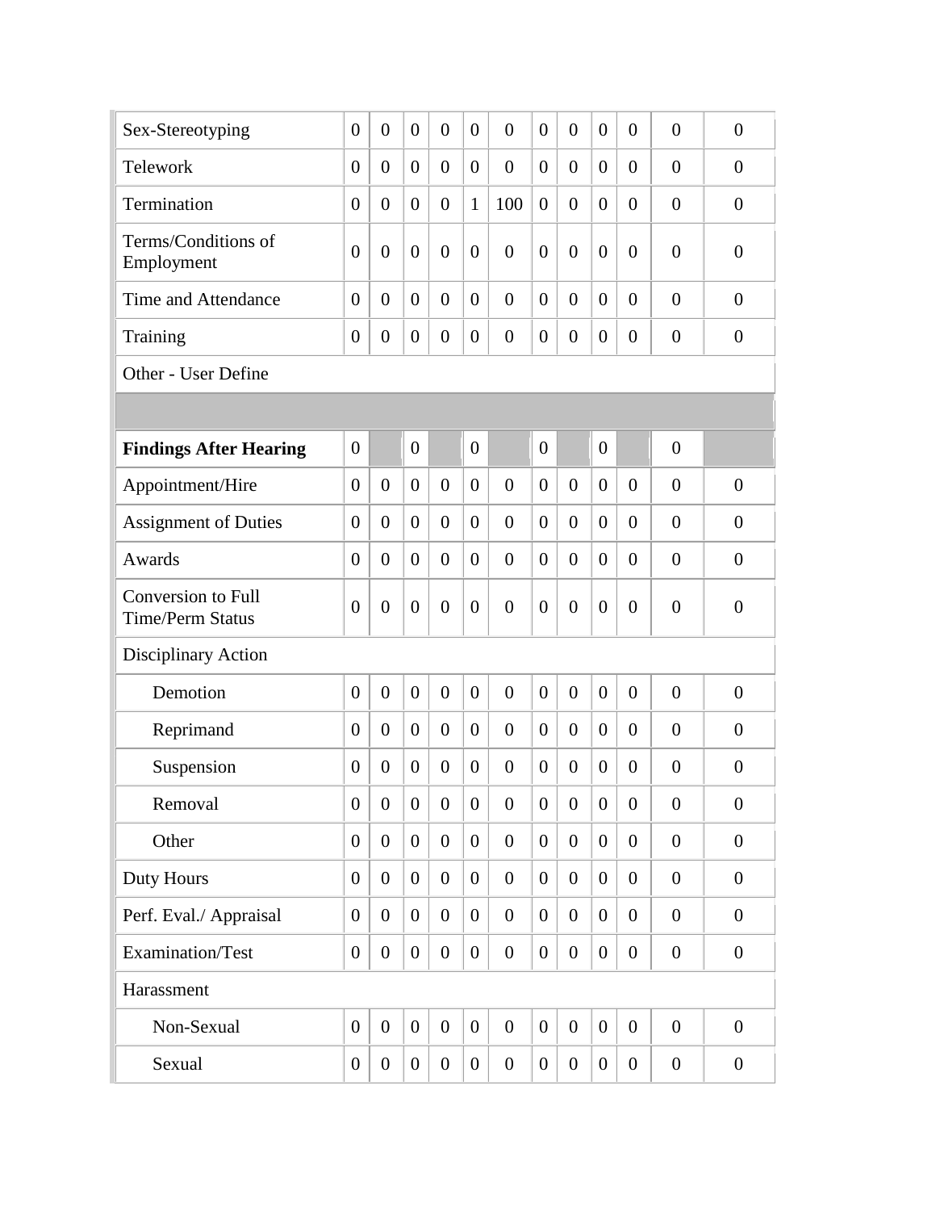| | | | | | | | | | | | | |
|---|---|---|---|---|---|---|---|---|---|---|---|---|
| Sex-Stereotyping | 0 | 0 | 0 | 0 | 0 | 0 | 0 | 0 | 0 | 0 | 0 | 0 |
| Telework | 0 | 0 | 0 | 0 | 0 | 0 | 0 | 0 | 0 | 0 | 0 | 0 |
| Termination | 0 | 0 | 0 | 0 | 1 | 100 | 0 | 0 | 0 | 0 | 0 | 0 |
| Terms/Conditions of Employment | 0 | 0 | 0 | 0 | 0 | 0 | 0 | 0 | 0 | 0 | 0 | 0 |
| Time and Attendance | 0 | 0 | 0 | 0 | 0 | 0 | 0 | 0 | 0 | 0 | 0 | 0 |
| Training | 0 | 0 | 0 | 0 | 0 | 0 | 0 | 0 | 0 | 0 | 0 | 0 |
| Other - User Define | | | | | | | | | | | | |
| | | | | | | | | | | | | |
| **Findings After Hearing** | 0 | | 0 | | 0 | | 0 | | 0 | | 0 | |
| Appointment/Hire | 0 | 0 | 0 | 0 | 0 | 0 | 0 | 0 | 0 | 0 | 0 | 0 |
| Assignment of Duties | 0 | 0 | 0 | 0 | 0 | 0 | 0 | 0 | 0 | 0 | 0 | 0 |
| Awards | 0 | 0 | 0 | 0 | 0 | 0 | 0 | 0 | 0 | 0 | 0 | 0 |
| Conversion to Full Time/Perm Status | 0 | 0 | 0 | 0 | 0 | 0 | 0 | 0 | 0 | 0 | 0 | 0 |
| Disciplinary Action | | | | | | | | | | | | |
| Demotion | 0 | 0 | 0 | 0 | 0 | 0 | 0 | 0 | 0 | 0 | 0 | 0 |
| Reprimand | 0 | 0 | 0 | 0 | 0 | 0 | 0 | 0 | 0 | 0 | 0 | 0 |
| Suspension | 0 | 0 | 0 | 0 | 0 | 0 | 0 | 0 | 0 | 0 | 0 | 0 |
| Removal | 0 | 0 | 0 | 0 | 0 | 0 | 0 | 0 | 0 | 0 | 0 | 0 |
| Other | 0 | 0 | 0 | 0 | 0 | 0 | 0 | 0 | 0 | 0 | 0 | 0 |
| Duty Hours | 0 | 0 | 0 | 0 | 0 | 0 | 0 | 0 | 0 | 0 | 0 | 0 |
| Perf. Eval./ Appraisal | 0 | 0 | 0 | 0 | 0 | 0 | 0 | 0 | 0 | 0 | 0 | 0 |
| Examination/Test | 0 | 0 | 0 | 0 | 0 | 0 | 0 | 0 | 0 | 0 | 0 | 0 |
| Harassment | | | | | | | | | | | | |
| Non-Sexual | 0 | 0 | 0 | 0 | 0 | 0 | 0 | 0 | 0 | 0 | 0 | 0 |
| Sexual | 0 | 0 | 0 | 0 | 0 | 0 | 0 | 0 | 0 | 0 | 0 | 0 |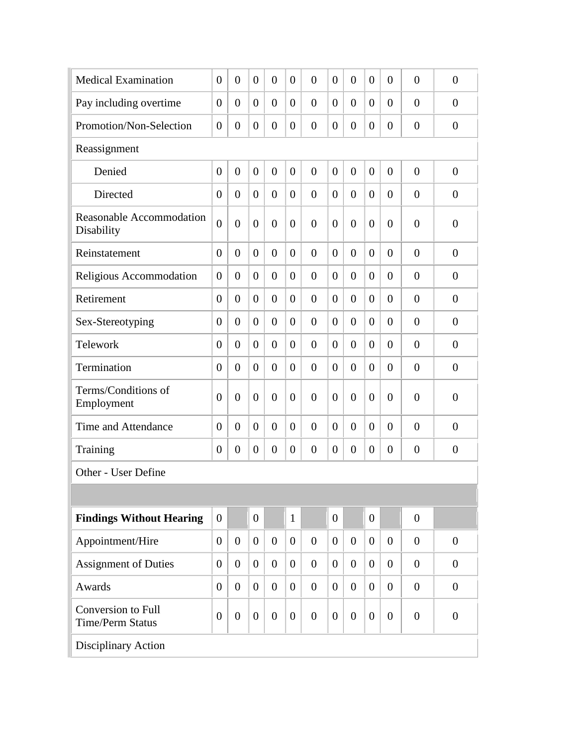| | | | | | | | | | | | | |
|---|---|---|---|---|---|---|---|---|---|---|---|---|
| Medical Examination | 0 | 0 | 0 | 0 | 0 | 0 | 0 | 0 | 0 | 0 | 0 | 0 |
| Pay including overtime | 0 | 0 | 0 | 0 | 0 | 0 | 0 | 0 | 0 | 0 | 0 | 0 |
| Promotion/Non-Selection | 0 | 0 | 0 | 0 | 0 | 0 | 0 | 0 | 0 | 0 | 0 | 0 |
| Reassignment | | | | | | | | | | | | |
| Denied | 0 | 0 | 0 | 0 | 0 | 0 | 0 | 0 | 0 | 0 | 0 | 0 |
| Directed | 0 | 0 | 0 | 0 | 0 | 0 | 0 | 0 | 0 | 0 | 0 | 0 |
| Reasonable Accommodation Disability | 0 | 0 | 0 | 0 | 0 | 0 | 0 | 0 | 0 | 0 | 0 | 0 |
| Reinstatement | 0 | 0 | 0 | 0 | 0 | 0 | 0 | 0 | 0 | 0 | 0 | 0 |
| Religious Accommodation | 0 | 0 | 0 | 0 | 0 | 0 | 0 | 0 | 0 | 0 | 0 | 0 |
| Retirement | 0 | 0 | 0 | 0 | 0 | 0 | 0 | 0 | 0 | 0 | 0 | 0 |
| Sex-Stereotyping | 0 | 0 | 0 | 0 | 0 | 0 | 0 | 0 | 0 | 0 | 0 | 0 |
| Telework | 0 | 0 | 0 | 0 | 0 | 0 | 0 | 0 | 0 | 0 | 0 | 0 |
| Termination | 0 | 0 | 0 | 0 | 0 | 0 | 0 | 0 | 0 | 0 | 0 | 0 |
| Terms/Conditions of Employment | 0 | 0 | 0 | 0 | 0 | 0 | 0 | 0 | 0 | 0 | 0 | 0 |
| Time and Attendance | 0 | 0 | 0 | 0 | 0 | 0 | 0 | 0 | 0 | 0 | 0 | 0 |
| Training | 0 | 0 | 0 | 0 | 0 | 0 | 0 | 0 | 0 | 0 | 0 | 0 |
| Other - User Define | | | | | | | | | | | | |
| | | | | | | | | | | | | |
| **Findings Without Hearing** | 0 | | 0 | | 1 | | 0 | | 0 | | 0 | |
| Appointment/Hire | 0 | 0 | 0 | 0 | 0 | 0 | 0 | 0 | 0 | 0 | 0 | 0 |
| Assignment of Duties | 0 | 0 | 0 | 0 | 0 | 0 | 0 | 0 | 0 | 0 | 0 | 0 |
| Awards | 0 | 0 | 0 | 0 | 0 | 0 | 0 | 0 | 0 | 0 | 0 | 0 |
| Conversion to Full Time/Perm Status | 0 | 0 | 0 | 0 | 0 | 0 | 0 | 0 | 0 | 0 | 0 | 0 |
| Disciplinary Action | | | | | | | | | | | | |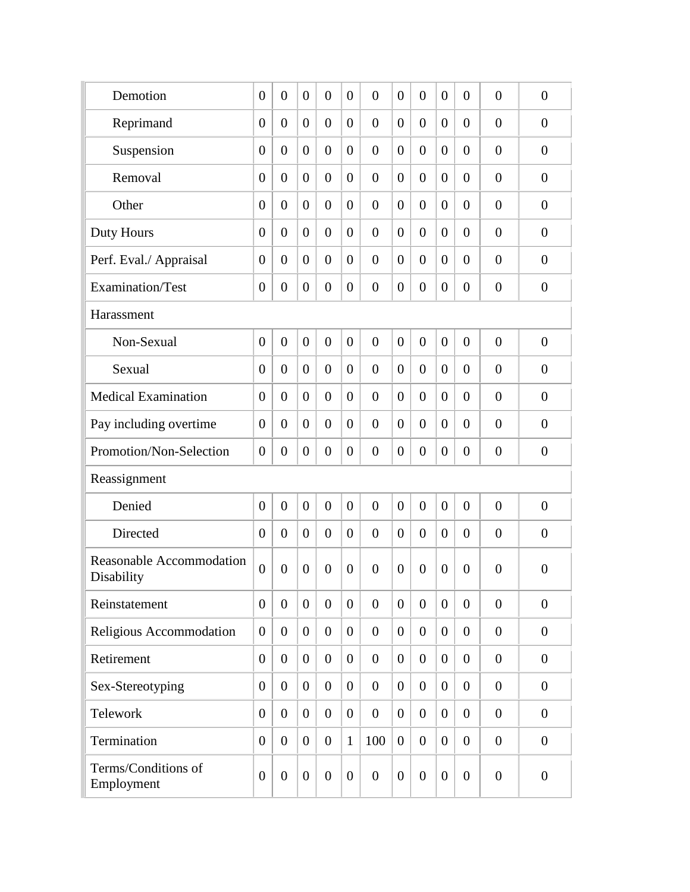| | | | | | | | | | | | | |
|---|---|---|---|---|---|---|---|---|---|---|---|---|
| Demotion | 0 | 0 | 0 | 0 | 0 | 0 | 0 | 0 | 0 | 0 | 0 | 0 |
| Reprimand | 0 | 0 | 0 | 0 | 0 | 0 | 0 | 0 | 0 | 0 | 0 | 0 |
| Suspension | 0 | 0 | 0 | 0 | 0 | 0 | 0 | 0 | 0 | 0 | 0 | 0 |
| Removal | 0 | 0 | 0 | 0 | 0 | 0 | 0 | 0 | 0 | 0 | 0 | 0 |
| Other | 0 | 0 | 0 | 0 | 0 | 0 | 0 | 0 | 0 | 0 | 0 | 0 |
| Duty Hours | 0 | 0 | 0 | 0 | 0 | 0 | 0 | 0 | 0 | 0 | 0 | 0 |
| Perf. Eval./ Appraisal | 0 | 0 | 0 | 0 | 0 | 0 | 0 | 0 | 0 | 0 | 0 | 0 |
| Examination/Test | 0 | 0 | 0 | 0 | 0 | 0 | 0 | 0 | 0 | 0 | 0 | 0 |
| Harassment | | | | | | | | | | | | |
| Non-Sexual | 0 | 0 | 0 | 0 | 0 | 0 | 0 | 0 | 0 | 0 | 0 | 0 |
| Sexual | 0 | 0 | 0 | 0 | 0 | 0 | 0 | 0 | 0 | 0 | 0 | 0 |
| Medical Examination | 0 | 0 | 0 | 0 | 0 | 0 | 0 | 0 | 0 | 0 | 0 | 0 |
| Pay including overtime | 0 | 0 | 0 | 0 | 0 | 0 | 0 | 0 | 0 | 0 | 0 | 0 |
| Promotion/Non-Selection | 0 | 0 | 0 | 0 | 0 | 0 | 0 | 0 | 0 | 0 | 0 | 0 |
| Reassignment | | | | | | | | | | | | |
| Denied | 0 | 0 | 0 | 0 | 0 | 0 | 0 | 0 | 0 | 0 | 0 | 0 |
| Directed | 0 | 0 | 0 | 0 | 0 | 0 | 0 | 0 | 0 | 0 | 0 | 0 |
| Reasonable Accommodation Disability | 0 | 0 | 0 | 0 | 0 | 0 | 0 | 0 | 0 | 0 | 0 | 0 |
| Reinstatement | 0 | 0 | 0 | 0 | 0 | 0 | 0 | 0 | 0 | 0 | 0 | 0 |
| Religious Accommodation | 0 | 0 | 0 | 0 | 0 | 0 | 0 | 0 | 0 | 0 | 0 | 0 |
| Retirement | 0 | 0 | 0 | 0 | 0 | 0 | 0 | 0 | 0 | 0 | 0 | 0 |
| Sex-Stereotyping | 0 | 0 | 0 | 0 | 0 | 0 | 0 | 0 | 0 | 0 | 0 | 0 |
| Telework | 0 | 0 | 0 | 0 | 0 | 0 | 0 | 0 | 0 | 0 | 0 | 0 |
| Termination | 0 | 0 | 0 | 0 | 1 | 100 | 0 | 0 | 0 | 0 | 0 | 0 |
| Terms/Conditions of Employment | 0 | 0 | 0 | 0 | 0 | 0 | 0 | 0 | 0 | 0 | 0 | 0 |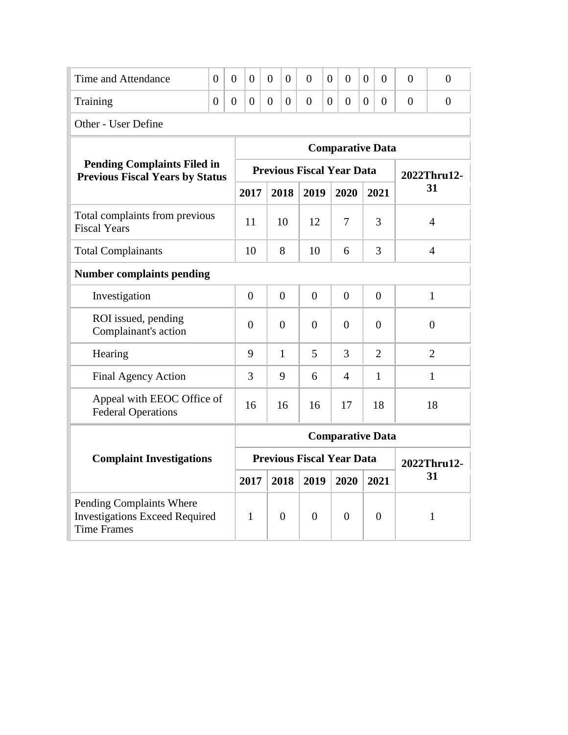| | | | | | | | | | | | | |
|---|---|---|---|---|---|---|---|---|---|---|---|---|
| Time and Attendance | 0 | 0 | 0 | 0 | 0 | 0 | 0 | 0 | 0 | 0 | 0 | 0 |
| Training | 0 | 0 | 0 | 0 | 0 | 0 | 0 | 0 | 0 | 0 | 0 | 0 |
| Other - User Define | | | | | | | | | | | | |

| **Pending Complaints Filed in Previous Fiscal Years by Status** | **Comparative Data** | | | | | |
|---|---|---|---|---|---|---|
| | **Previous Fiscal Year Data** | | | | | **2022Thru12-31** |
| | **2017** | **2018** | **2019** | **2020** | **2021** | |
| Total complaints from previous Fiscal Years | 11 | 10 | 12 | 7 | 3 | 4 |
| Total Complainants | 10 | 8 | 10 | 6 | 3 | 4 |
| **Number complaints pending** | | | | | | |
| Investigation | 0 | 0 | 0 | 0 | 0 | 1 |
| ROI issued, pending Complainant's action | 0 | 0 | 0 | 0 | 0 | 0 |
| Hearing | 9 | 1 | 5 | 3 | 2 | 2 |
| Final Agency Action | 3 | 9 | 6 | 4 | 1 | 1 |
| Appeal with EEOC Office of Federal Operations | 16 | 16 | 16 | 17 | 18 | 18 |

| **Complaint Investigations** | **Comparative Data** | | | | | |
|---|---|---|---|---|---|---|
| | **Previous Fiscal Year Data** | | | | | **2022Thru12-31** |
| | **2017** | **2018** | **2019** | **2020** | **2021** | |
| Pending Complaints Where Investigations Exceed Required Time Frames | 1 | 0 | 0 | 0 | 0 | 1 |